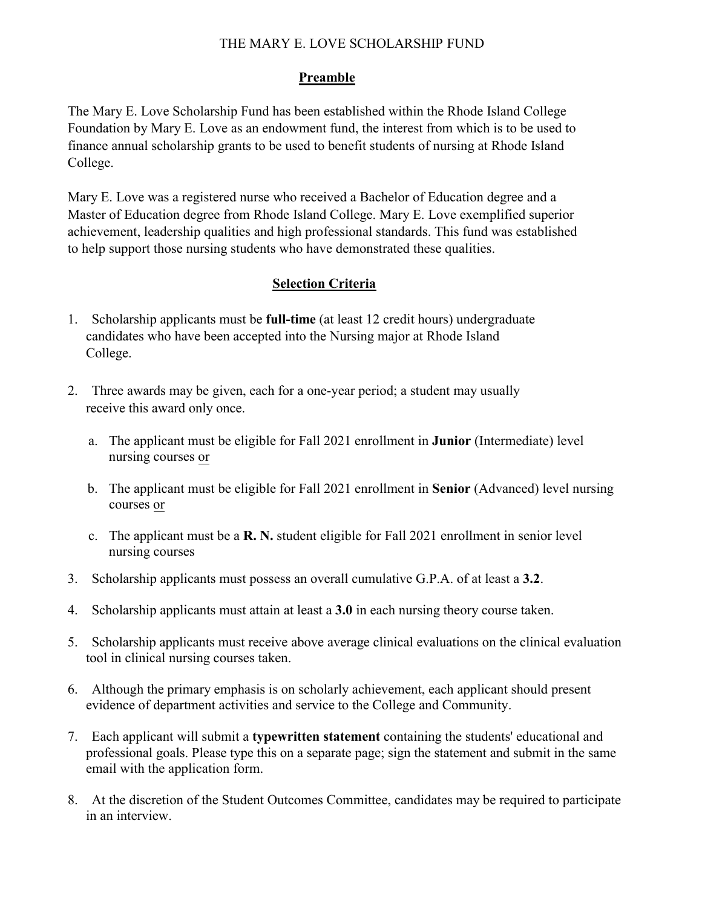# THE MARY E. LOVE SCHOLARSHIP FUND

## Preamble

The Mary E. Love Scholarship Fund has been established within the Rhode Island College Foundation by Mary E. Love as an endowment fund, the interest from which is to be used to finance annual scholarship grants to be used to benefit students of nursing at Rhode Island College.

Mary E. Love was a registered nurse who received a Bachelor of Education degree and a Master of Education degree from Rhode Island College. Mary E. Love exemplified superior achievement, leadership qualities and high professional standards. This fund was established to help support those nursing students who have demonstrated these qualities.

## Selection Criteria

1. Scholarship applicants must be **full-time** (at least 12 credit hours) undergraduate candidates who have been accepted into the Nursing major at Rhode Island College.

2. Three awards may be given, each for a one-year period; a student may usually receive this award only once.

   a. The applicant must be eligible for Fall 2021 enrollment in **Junior** (Intermediate) level nursing courses <u>or</u>

   b. The applicant must be eligible for Fall 2021 enrollment in **Senior** (Advanced) level nursing courses <u>or</u>

   c. The applicant must be a **R. N.** student eligible for Fall 2021 enrollment in senior level nursing courses

3. Scholarship applicants must possess an overall cumulative G.P.A. of at least a **3.2**.

4. Scholarship applicants must attain at least a **3.0** in each nursing theory course taken.

5. Scholarship applicants must receive above average clinical evaluations on the clinical evaluation tool in clinical nursing courses taken.

6. Although the primary emphasis is on scholarly achievement, each applicant should present evidence of department activities and service to the College and Community.

7. Each applicant will submit a **typewritten statement** containing the students' educational and professional goals. Please type this on a separate page; sign the statement and submit in the same email with the application form.

8. At the discretion of the Student Outcomes Committee, candidates may be required to participate in an interview.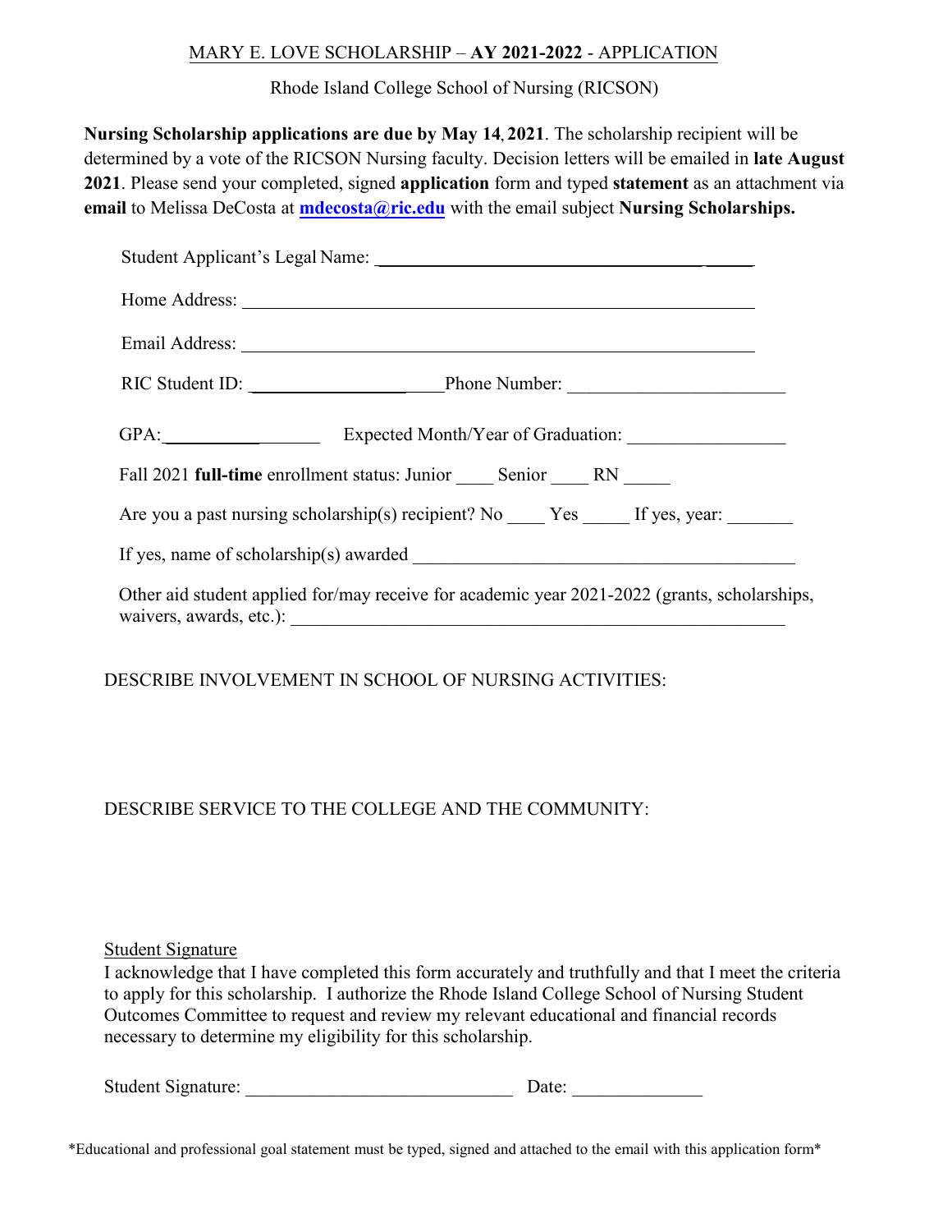MARY E. LOVE SCHOLARSHIP – **AY 2021-2022** - APPLICATION

Rhode Island College School of Nursing (RICSON)

**Nursing Scholarship applications are due by May 14, 2021**. The scholarship recipient will be determined by a vote of the RICSON Nursing faculty. Decision letters will be emailed in **late August 2021**. Please send your completed, signed **application** form and typed **statement** as an attachment via **email** to Melissa DeCosta at **mdecosta@ric.edu** with the email subject **Nursing Scholarships.**

Student Applicant's Legal Name: ________________________________________

Home Address: ________________________________________

Email Address: ________________________________________

RIC Student ID: ____________________ Phone Number: ____________________

GPA: ______________ Expected Month/Year of Graduation: ______________

Fall 2021 **full-time** enrollment status: Junior ____ Senior ____ RN _____

Are you a past nursing scholarship(s) recipient? No ____ Yes _____ If yes, year: _______

If yes, name of scholarship(s) awarded ________________________________________

Other aid student applied for/may receive for academic year 2021-2022 (grants, scholarships, waivers, awards, etc.): ________________________________________

DESCRIBE INVOLVEMENT IN SCHOOL OF NURSING ACTIVITIES:

DESCRIBE SERVICE TO THE COLLEGE AND THE COMMUNITY:

Student Signature

I acknowledge that I have completed this form accurately and truthfully and that I meet the criteria to apply for this scholarship. I authorize the Rhode Island College School of Nursing Student Outcomes Committee to request and review my relevant educational and financial records necessary to determine my eligibility for this scholarship.

Student Signature: ____________________________ Date: ______________

*Educational and professional goal statement must be typed, signed and attached to the email with this application form*